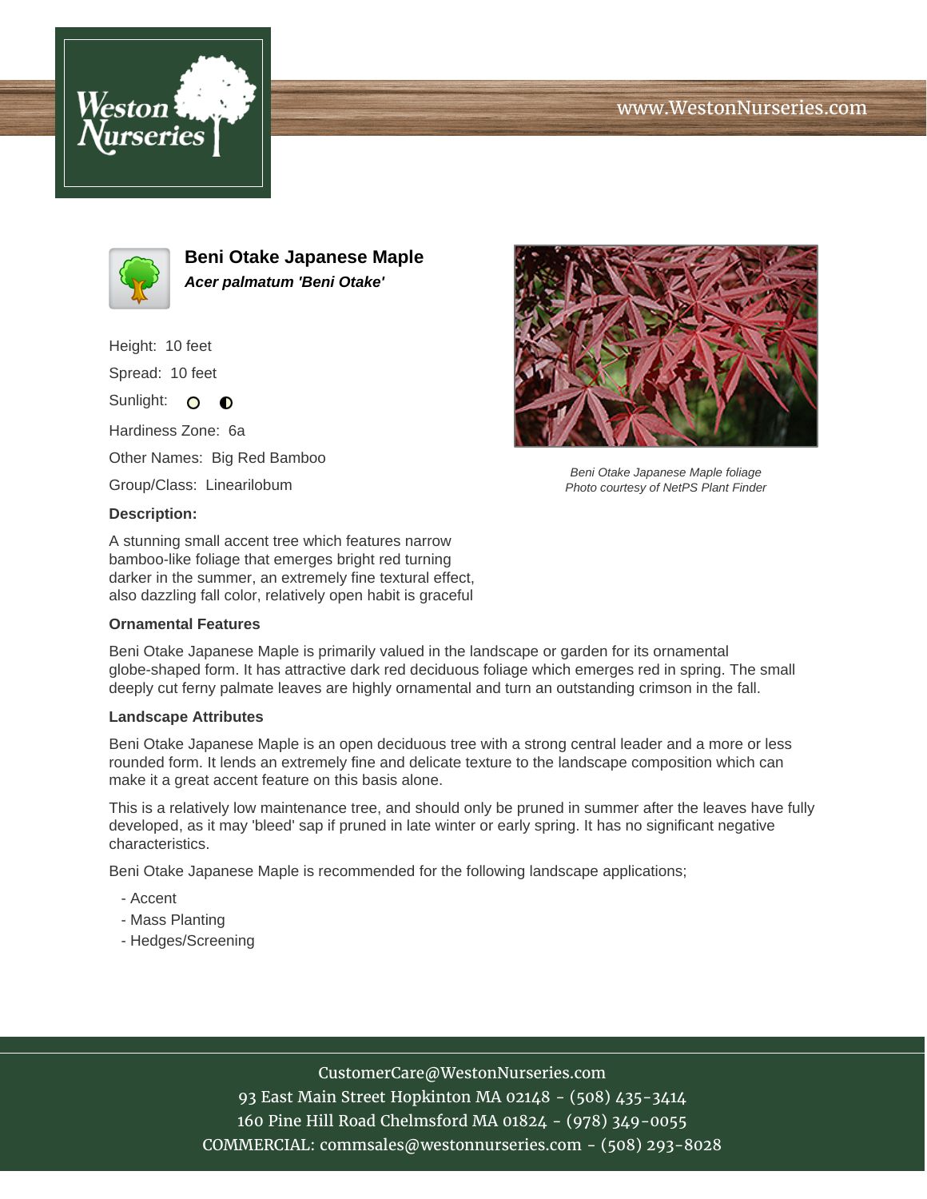# Beni Otake Japanese Maple

***Acer palmatum 'Beni Otake'***

Height: 10 feet

Spread: 10 feet

Sunlight:

Hardiness Zone: 6a

Other Names: Big Red Bamboo

Group/Class: Linearilobum

Beni Otake Japanese Maple foliage
Photo courtesy of NetPS Plant Finder

### Description:

A stunning small accent tree which features narrow bamboo-like foliage that emerges bright red turning darker in the summer, an extremely fine textural effect, also dazzling fall color, relatively open habit is graceful

### Ornamental Features

Beni Otake Japanese Maple is primarily valued in the landscape or garden for its ornamental globe-shaped form. It has attractive dark red deciduous foliage which emerges red in spring. The small deeply cut ferny palmate leaves are highly ornamental and turn an outstanding crimson in the fall.

### Landscape Attributes

Beni Otake Japanese Maple is an open deciduous tree with a strong central leader and a more or less rounded form. It lends an extremely fine and delicate texture to the landscape composition which can make it a great accent feature on this basis alone.

This is a relatively low maintenance tree, and should only be pruned in summer after the leaves have fully developed, as it may 'bleed' sap if pruned in late winter or early spring. It has no significant negative characteristics.

Beni Otake Japanese Maple is recommended for the following landscape applications;

- Accent
- Mass Planting
- Hedges/Screening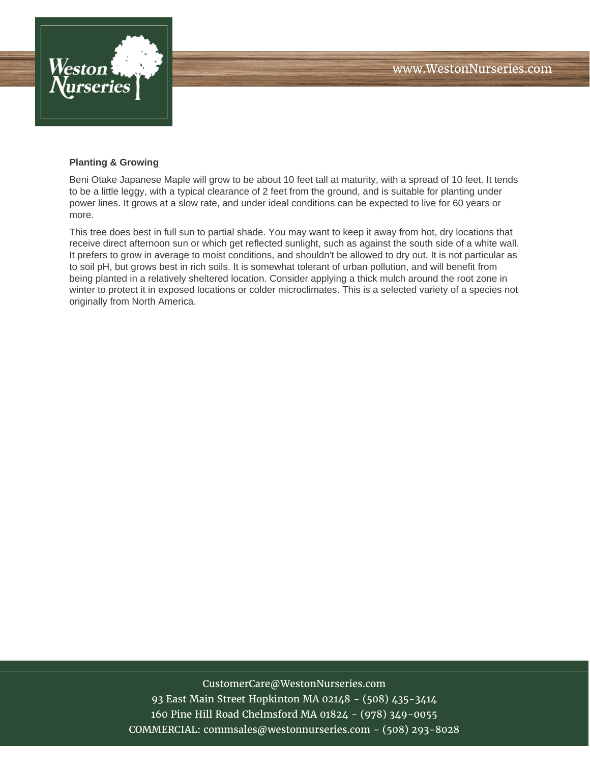### Planting & Growing

Beni Otake Japanese Maple will grow to be about 10 feet tall at maturity, with a spread of 10 feet. It tends to be a little leggy, with a typical clearance of 2 feet from the ground, and is suitable for planting under power lines. It grows at a slow rate, and under ideal conditions can be expected to live for 60 years or more.

This tree does best in full sun to partial shade. You may want to keep it away from hot, dry locations that receive direct afternoon sun or which get reflected sunlight, such as against the south side of a white wall. It prefers to grow in average to moist conditions, and shouldn't be allowed to dry out. It is not particular as to soil pH, but grows best in rich soils. It is somewhat tolerant of urban pollution, and will benefit from being planted in a relatively sheltered location. Consider applying a thick mulch around the root zone in winter to protect it in exposed locations or colder microclimates. This is a selected variety of a species not originally from North America.